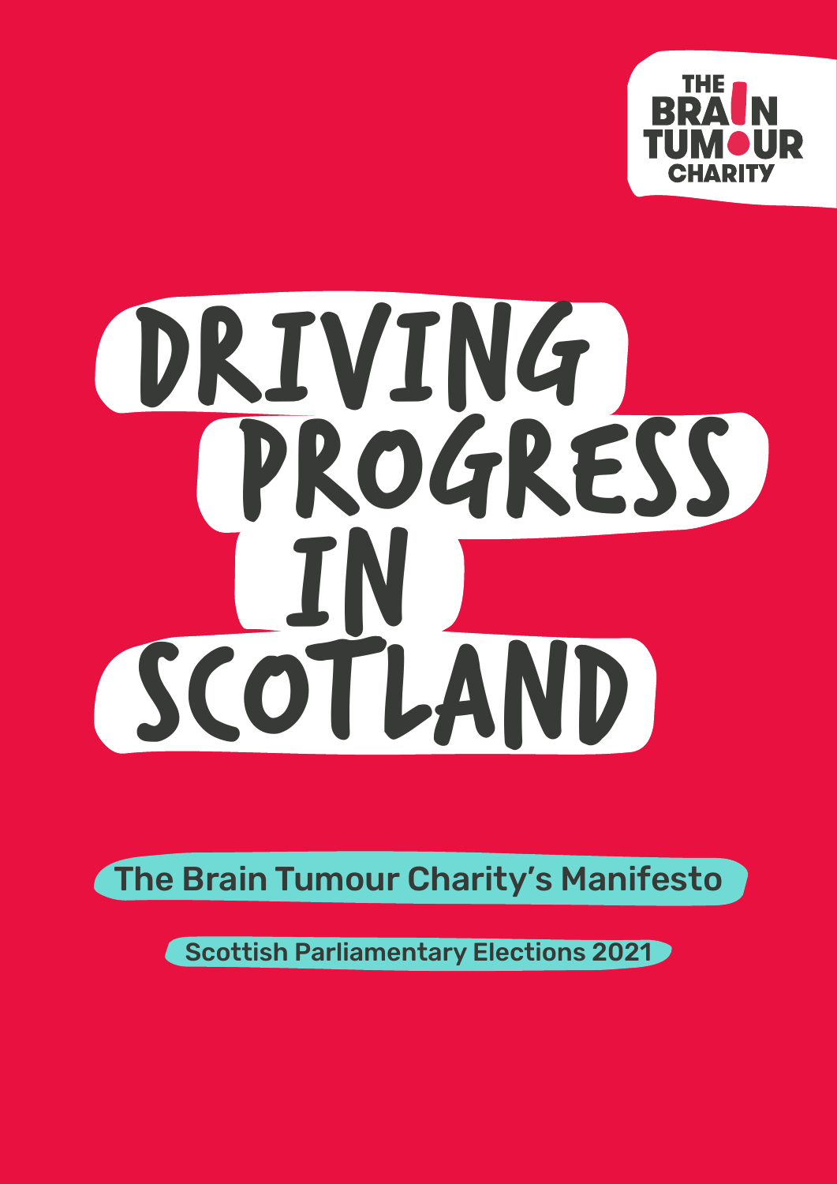THE BRAIN TUMOUR CHARITY

# DRIVING PROGRESS IN SCOTLAND

## The Brain Tumour Charity's Manifesto

### Scottish Parliamentary Elections 2021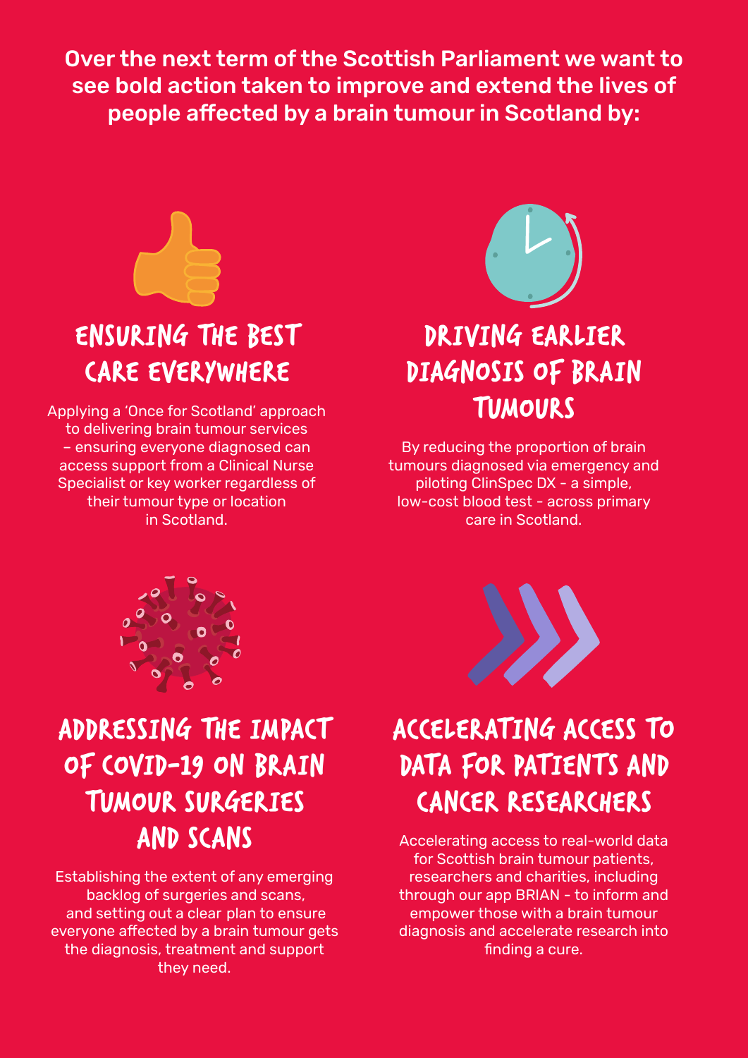**Over the next term of the Scottish Parliament we want to see bold action taken to improve and extend the lives of people affected by a brain tumour in Scotland by:**

## ENSURING THE BEST CARE EVERYWHERE

Applying a 'Once for Scotland' approach to delivering brain tumour services – ensuring everyone diagnosed can access support from a Clinical Nurse Specialist or key worker regardless of their tumour type or location in Scotland.

## DRIVING EARLIER DIAGNOSIS OF BRAIN TUMOURS

By reducing the proportion of brain tumours diagnosed via emergency and piloting ClinSpec DX - a simple, low-cost blood test - across primary care in Scotland.

## ADDRESSING THE IMPACT OF COVID-19 ON BRAIN TUMOUR SURGERIES AND SCANS

Establishing the extent of any emerging backlog of surgeries and scans, and setting out a clear plan to ensure everyone affected by a brain tumour gets the diagnosis, treatment and support they need.

## ACCELERATING ACCESS TO DATA FOR PATIENTS AND CANCER RESEARCHERS

Accelerating access to real-world data for Scottish brain tumour patients, researchers and charities, including through our app BRIAN - to inform and empower those with a brain tumour diagnosis and accelerate research into finding a cure.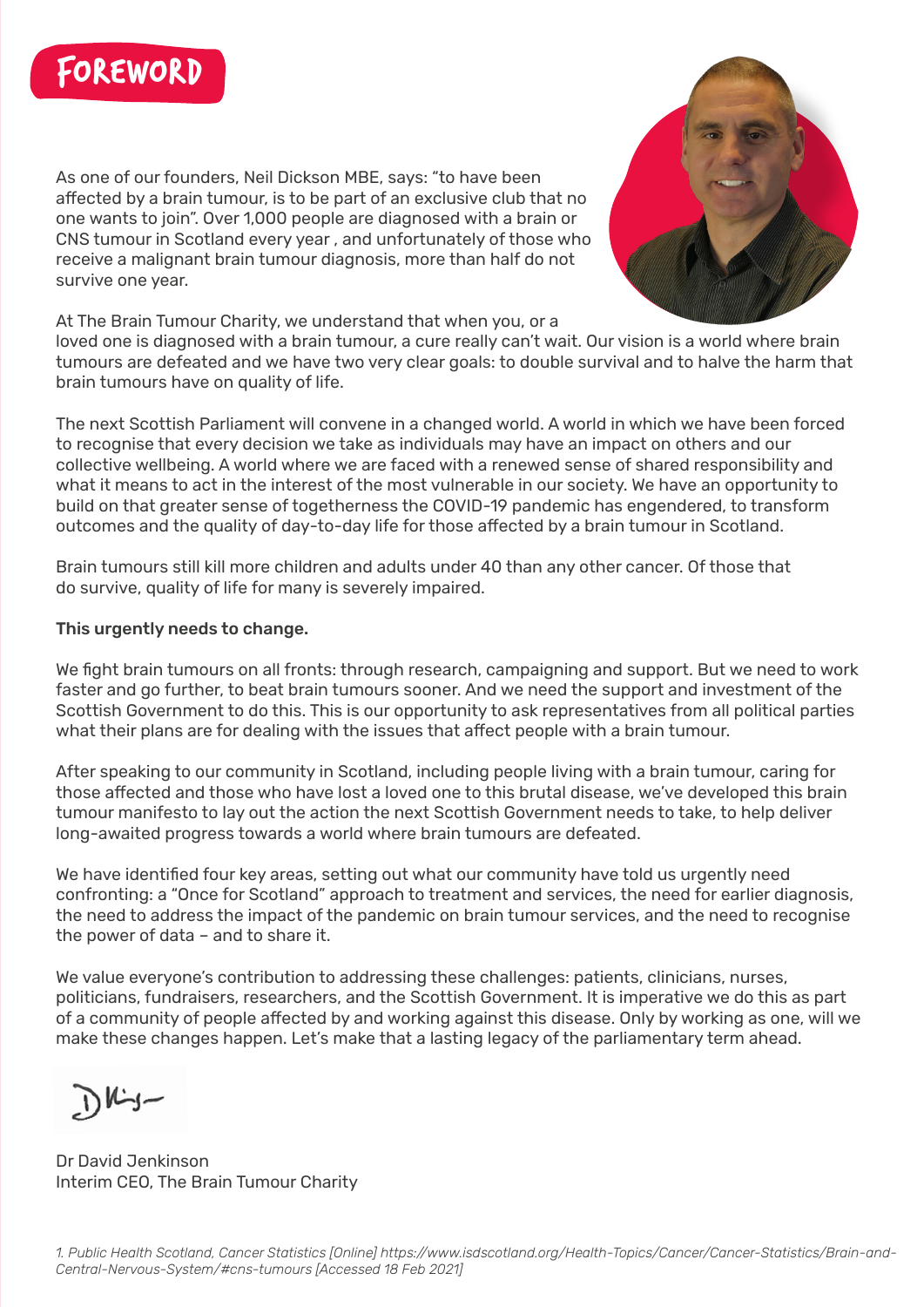# FOREWORD

As one of our founders, Neil Dickson MBE, says: "to have been affected by a brain tumour, is to be part of an exclusive club that no one wants to join". Over 1,000 people are diagnosed with a brain or CNS tumour in Scotland every year , and unfortunately of those who receive a malignant brain tumour diagnosis, more than half do not survive one year.

At The Brain Tumour Charity, we understand that when you, or a loved one is diagnosed with a brain tumour, a cure really can't wait. Our vision is a world where brain tumours are defeated and we have two very clear goals: to double survival and to halve the harm that brain tumours have on quality of life.

The next Scottish Parliament will convene in a changed world. A world in which we have been forced to recognise that every decision we take as individuals may have an impact on others and our collective wellbeing. A world where we are faced with a renewed sense of shared responsibility and what it means to act in the interest of the most vulnerable in our society. We have an opportunity to build on that greater sense of togetherness the COVID-19 pandemic has engendered, to transform outcomes and the quality of day-to-day life for those affected by a brain tumour in Scotland.

Brain tumours still kill more children and adults under 40 than any other cancer. Of those that do survive, quality of life for many is severely impaired.

**This urgently needs to change.**

We fight brain tumours on all fronts: through research, campaigning and support. But we need to work faster and go further, to beat brain tumours sooner. And we need the support and investment of the Scottish Government to do this. This is our opportunity to ask representatives from all political parties what their plans are for dealing with the issues that affect people with a brain tumour.

After speaking to our community in Scotland, including people living with a brain tumour, caring for those affected and those who have lost a loved one to this brutal disease, we've developed this brain tumour manifesto to lay out the action the next Scottish Government needs to take, to help deliver long-awaited progress towards a world where brain tumours are defeated.

We have identified four key areas, setting out what our community have told us urgently need confronting: a "Once for Scotland" approach to treatment and services, the need for earlier diagnosis, the need to address the impact of the pandemic on brain tumour services, and the need to recognise the power of data – and to share it.

We value everyone's contribution to addressing these challenges: patients, clinicians, nurses, politicians, fundraisers, researchers, and the Scottish Government. It is imperative we do this as part of a community of people affected by and working against this disease. Only by working as one, will we make these changes happen. Let's make that a lasting legacy of the parliamentary term ahead.

Dr David Jenkinson
Interim CEO, The Brain Tumour Charity

*1. Public Health Scotland, Cancer Statistics [Online] https://www.isdscotland.org/Health-Topics/Cancer/Cancer-Statistics/Brain-and-Central-Nervous-System/#cns-tumours [Accessed 18 Feb 2021]*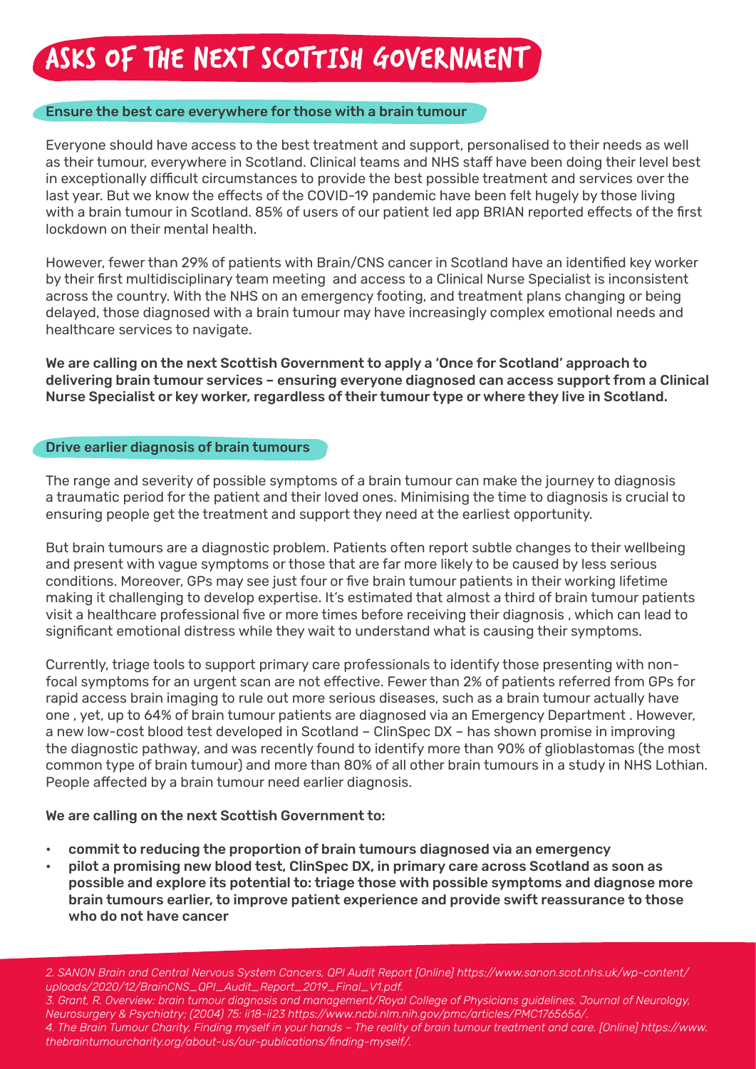# ASKS OF THE NEXT SCOTTISH GOVERNMENT

## Ensure the best care everywhere for those with a brain tumour

Everyone should have access to the best treatment and support, personalised to their needs as well as their tumour, everywhere in Scotland. Clinical teams and NHS staff have been doing their level best in exceptionally difficult circumstances to provide the best possible treatment and services over the last year. But we know the effects of the COVID-19 pandemic have been felt hugely by those living with a brain tumour in Scotland. 85% of users of our patient led app BRIAN reported effects of the first lockdown on their mental health.

However, fewer than 29% of patients with Brain/CNS cancer in Scotland have an identified key worker by their first multidisciplinary team meeting and access to a Clinical Nurse Specialist is inconsistent across the country. With the NHS on an emergency footing, and treatment plans changing or being delayed, those diagnosed with a brain tumour may have increasingly complex emotional needs and healthcare services to navigate.

**We are calling on the next Scottish Government to apply a 'Once for Scotland' approach to delivering brain tumour services – ensuring everyone diagnosed can access support from a Clinical Nurse Specialist or key worker, regardless of their tumour type or where they live in Scotland.**

## Drive earlier diagnosis of brain tumours

The range and severity of possible symptoms of a brain tumour can make the journey to diagnosis a traumatic period for the patient and their loved ones. Minimising the time to diagnosis is crucial to ensuring people get the treatment and support they need at the earliest opportunity.

But brain tumours are a diagnostic problem. Patients often report subtle changes to their wellbeing and present with vague symptoms or those that are far more likely to be caused by less serious conditions. Moreover, GPs may see just four or five brain tumour patients in their working lifetime making it challenging to develop expertise. It's estimated that almost a third of brain tumour patients visit a healthcare professional five or more times before receiving their diagnosis , which can lead to significant emotional distress while they wait to understand what is causing their symptoms.

Currently, triage tools to support primary care professionals to identify those presenting with non-focal symptoms for an urgent scan are not effective. Fewer than 2% of patients referred from GPs for rapid access brain imaging to rule out more serious diseases, such as a brain tumour actually have one , yet, up to 64% of brain tumour patients are diagnosed via an Emergency Department . However, a new low-cost blood test developed in Scotland – ClinSpec DX – has shown promise in improving the diagnostic pathway, and was recently found to identify more than 90% of glioblastomas (the most common type of brain tumour) and more than 80% of all other brain tumours in a study in NHS Lothian. People affected by a brain tumour need earlier diagnosis.

**We are calling on the next Scottish Government to:**

- **commit to reducing the proportion of brain tumours diagnosed via an emergency**
- **pilot a promising new blood test, ClinSpec DX, in primary care across Scotland as soon as possible and explore its potential to: triage those with possible symptoms and diagnose more brain tumours earlier, to improve patient experience and provide swift reassurance to those who do not have cancer**

*2. SANON Brain and Central Nervous System Cancers, QPI Audit Report [Online] https://www.sanon.scot.nhs.uk/wp-content/uploads/2020/12/BrainCNS_QPI_Audit_Report_2019_Final_V1.pdf.*
*3. Grant, R. Overview: brain tumour diagnosis and management/Royal College of Physicians guidelines. Journal of Neurology, Neurosurgery & Psychiatry; (2004) 75: ii18-ii23 https://www.ncbi.nlm.nih.gov/pmc/articles/PMC1765656/.*
*4. The Brain Tumour Charity, Finding myself in your hands – The reality of brain tumour treatment and care. [Online] https://www.thebraintumourcharity.org/about-us/our-publications/finding-myself/.*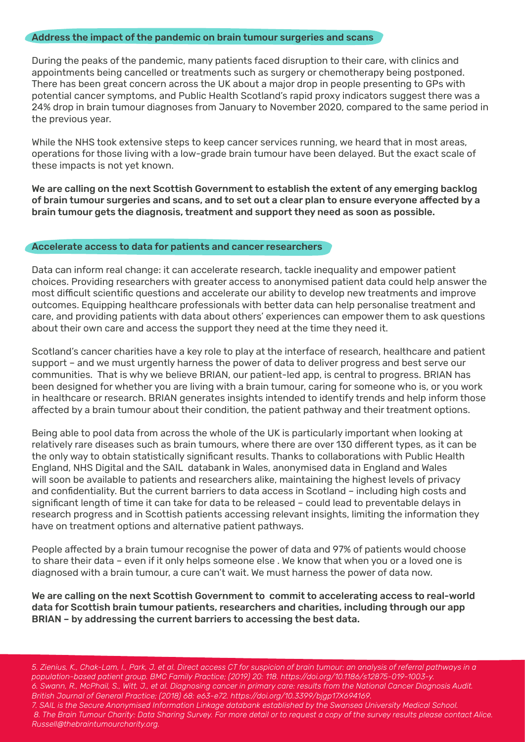## Address the impact of the pandemic on brain tumour surgeries and scans

During the peaks of the pandemic, many patients faced disruption to their care, with clinics and appointments being cancelled or treatments such as surgery or chemotherapy being postponed. There has been great concern across the UK about a major drop in people presenting to GPs with potential cancer symptoms, and Public Health Scotland's rapid proxy indicators suggest there was a 24% drop in brain tumour diagnoses from January to November 2020, compared to the same period in the previous year.

While the NHS took extensive steps to keep cancer services running, we heard that in most areas, operations for those living with a low-grade brain tumour have been delayed. But the exact scale of these impacts is not yet known.

**We are calling on the next Scottish Government to establish the extent of any emerging backlog of brain tumour surgeries and scans, and to set out a clear plan to ensure everyone affected by a brain tumour gets the diagnosis, treatment and support they need as soon as possible.**

## Accelerate access to data for patients and cancer researchers

Data can inform real change: it can accelerate research, tackle inequality and empower patient choices. Providing researchers with greater access to anonymised patient data could help answer the most difficult scientific questions and accelerate our ability to develop new treatments and improve outcomes. Equipping healthcare professionals with better data can help personalise treatment and care, and providing patients with data about others' experiences can empower them to ask questions about their own care and access the support they need at the time they need it.

Scotland's cancer charities have a key role to play at the interface of research, healthcare and patient support – and we must urgently harness the power of data to deliver progress and best serve our communities. That is why we believe BRIAN, our patient-led app, is central to progress. BRIAN has been designed for whether you are living with a brain tumour, caring for someone who is, or you work in healthcare or research. BRIAN generates insights intended to identify trends and help inform those affected by a brain tumour about their condition, the patient pathway and their treatment options.

Being able to pool data from across the whole of the UK is particularly important when looking at relatively rare diseases such as brain tumours, where there are over 130 different types, as it can be the only way to obtain statistically significant results. Thanks to collaborations with Public Health England, NHS Digital and the SAIL databank in Wales, anonymised data in England and Wales will soon be available to patients and researchers alike, maintaining the highest levels of privacy and confidentiality. But the current barriers to data access in Scotland – including high costs and significant length of time it can take for data to be released – could lead to preventable delays in research progress and in Scottish patients accessing relevant insights, limiting the information they have on treatment options and alternative patient pathways.

People affected by a brain tumour recognise the power of data and 97% of patients would choose to share their data – even if it only helps someone else . We know that when you or a loved one is diagnosed with a brain tumour, a cure can't wait. We must harness the power of data now.

**We are calling on the next Scottish Government to commit to accelerating access to real-world data for Scottish brain tumour patients, researchers and charities, including through our app BRIAN – by addressing the current barriers to accessing the best data.**

---

*5. Zienius, K., Chak-Lam, I., Park, J. et al. Direct access CT for suspicion of brain tumour: an analysis of referral pathways in a population-based patient group. BMC Family Practice; (2019) 20: 118. https://doi.org/10.1186/s12875-019-1003-y.*
*6. Swann, R., McPhail, S., Witt, J., et al. Diagnosing cancer in primary care: results from the National Cancer Diagnosis Audit. British Journal of General Practice; (2018) 68: e63-e72. https://doi.org/10.3399/bjgp17X694169.*
*7. SAIL is the Secure Anonymised Information Linkage databank established by the Swansea University Medical School.*
*8. The Brain Tumour Charity: Data Sharing Survey. For more detail or to request a copy of the survey results please contact Alice.Russell@thebraintumourcharity.org.*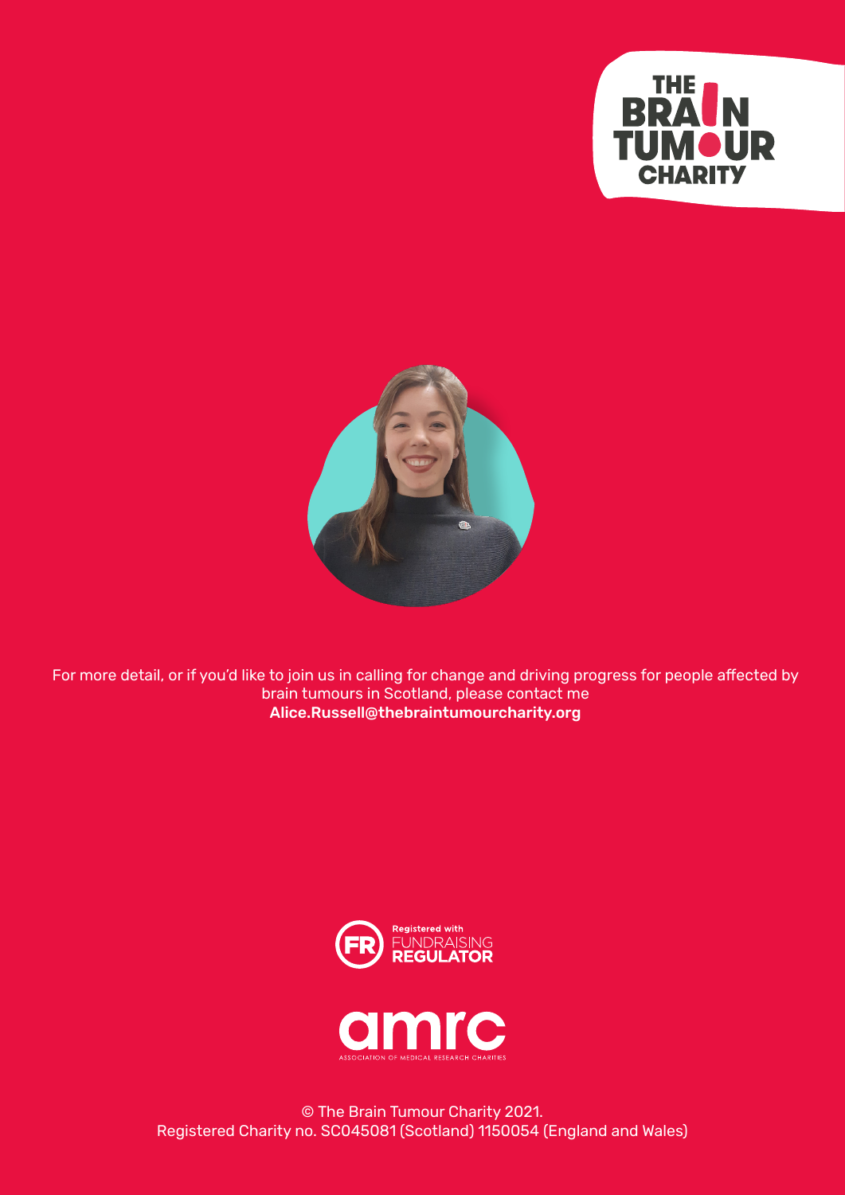THE BRAIN TUMOUR CHARITY

For more detail, or if you'd like to join us in calling for change and driving progress for people affected by brain tumours in Scotland, please contact me
**Alice.Russell@thebraintumourcharity.org**

Registered with FUNDRAISING REGULATOR

amrc ASSOCIATION OF MEDICAL RESEARCH CHARITIES

© The Brain Tumour Charity 2021.
Registered Charity no. SC045081 (Scotland) 1150054 (England and Wales)